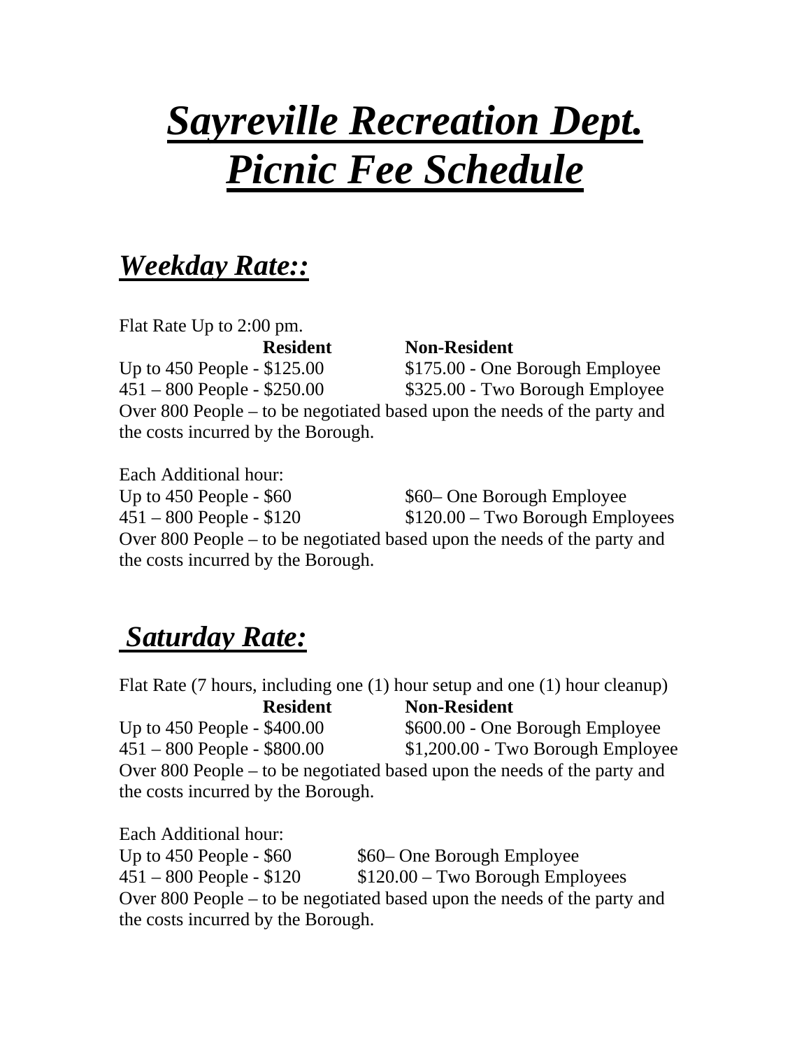# ***Sayreville Recreation Dept. Picnic Fee Schedule***

## ***Weekday Rate::***

Flat Rate Up to 2:00 pm.

| | **Resident** | **Non-Resident** |
|---|---|---|
| Up to 450 People | $125.00 | $175.00 - One Borough Employee |
| 451 – 800 People | $250.00 | $325.00 - Two Borough Employee |

Over 800 People – to be negotiated based upon the needs of the party and the costs incurred by the Borough.

Each Additional hour:

| | | |
|---|---|---|
| Up to 450 People | $60 | $60– One Borough Employee |
| 451 – 800 People | $120 | $120.00 – Two Borough Employees |

Over 800 People – to be negotiated based upon the needs of the party and the costs incurred by the Borough.

## ***Saturday Rate:***

Flat Rate (7 hours, including one (1) hour setup and one (1) hour cleanup)

| | **Resident** | **Non-Resident** |
|---|---|---|
| Up to 450 People | $400.00 | $600.00 - One Borough Employee |
| 451 – 800 People | $800.00 | $1,200.00 - Two Borough Employee |

Over 800 People – to be negotiated based upon the needs of the party and the costs incurred by the Borough.

Each Additional hour:

| | | |
|---|---|---|
| Up to 450 People | $60 | $60– One Borough Employee |
| 451 – 800 People | $120 | $120.00 – Two Borough Employees |

Over 800 People – to be negotiated based upon the needs of the party and the costs incurred by the Borough.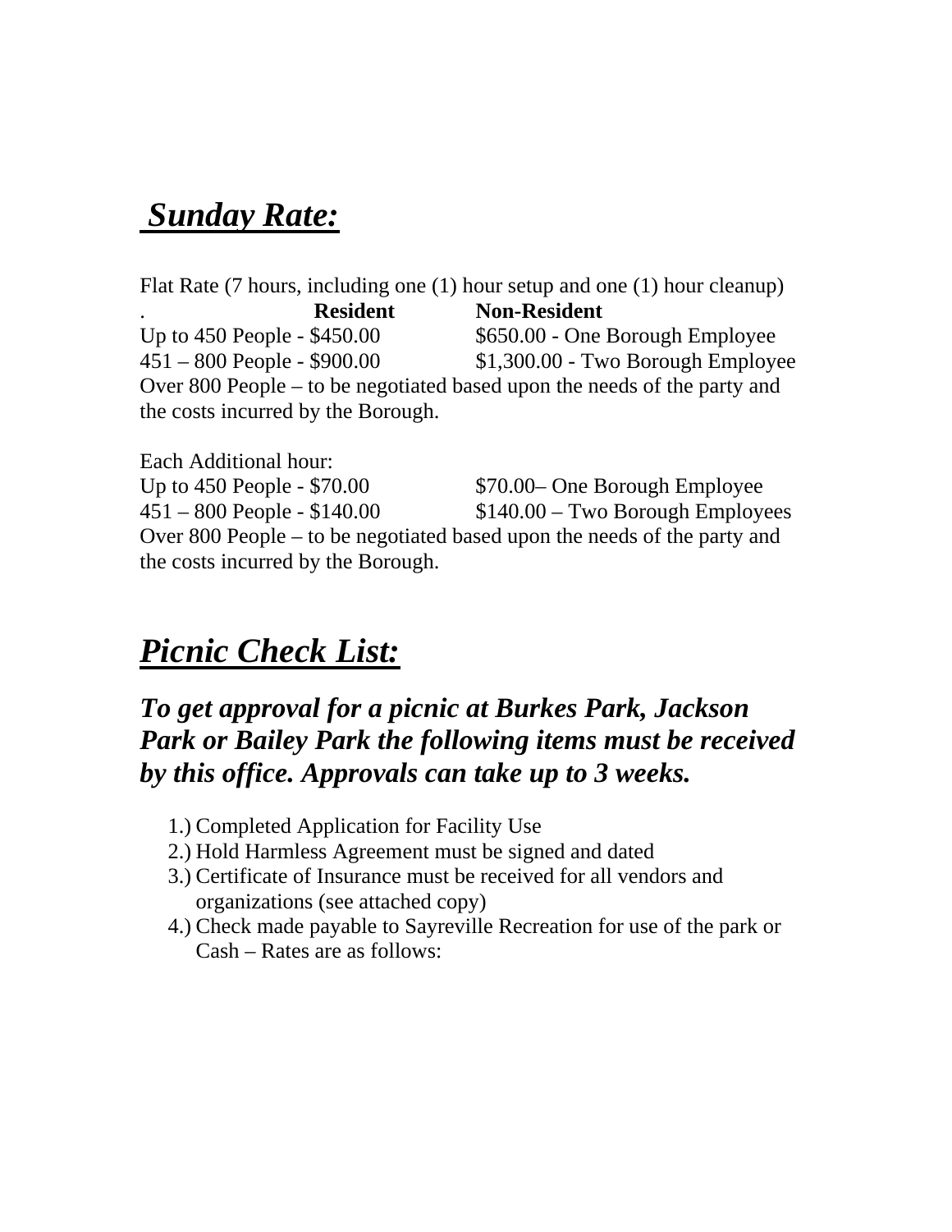## ***Sunday Rate:***

Flat Rate (7 hours, including one (1) hour setup and one (1) hour cleanup)

| . | **Resident** | **Non-Resident** |
|---|---|---|
| Up to 450 People - $450.00 | | $650.00 - One Borough Employee |
| 451 – 800 People - $900.00 | | $1,300.00 - Two Borough Employee |

Over 800 People – to be negotiated based upon the needs of the party and the costs incurred by the Borough.

Each Additional hour:

| | |
|---|---|
| Up to 450 People - $70.00 | $70.00– One Borough Employee |
| 451 – 800 People - $140.00 | $140.00 – Two Borough Employees |

Over 800 People – to be negotiated based upon the needs of the party and the costs incurred by the Borough.

## ***Picnic Check List:***

### ***To get approval for a picnic at Burkes Park, Jackson Park or Bailey Park the following items must be received by this office. Approvals can take up to 3 weeks.***

1.) Completed Application for Facility Use
2.) Hold Harmless Agreement must be signed and dated
3.) Certificate of Insurance must be received for all vendors and organizations (see attached copy)
4.) Check made payable to Sayreville Recreation for use of the park or Cash – Rates are as follows: